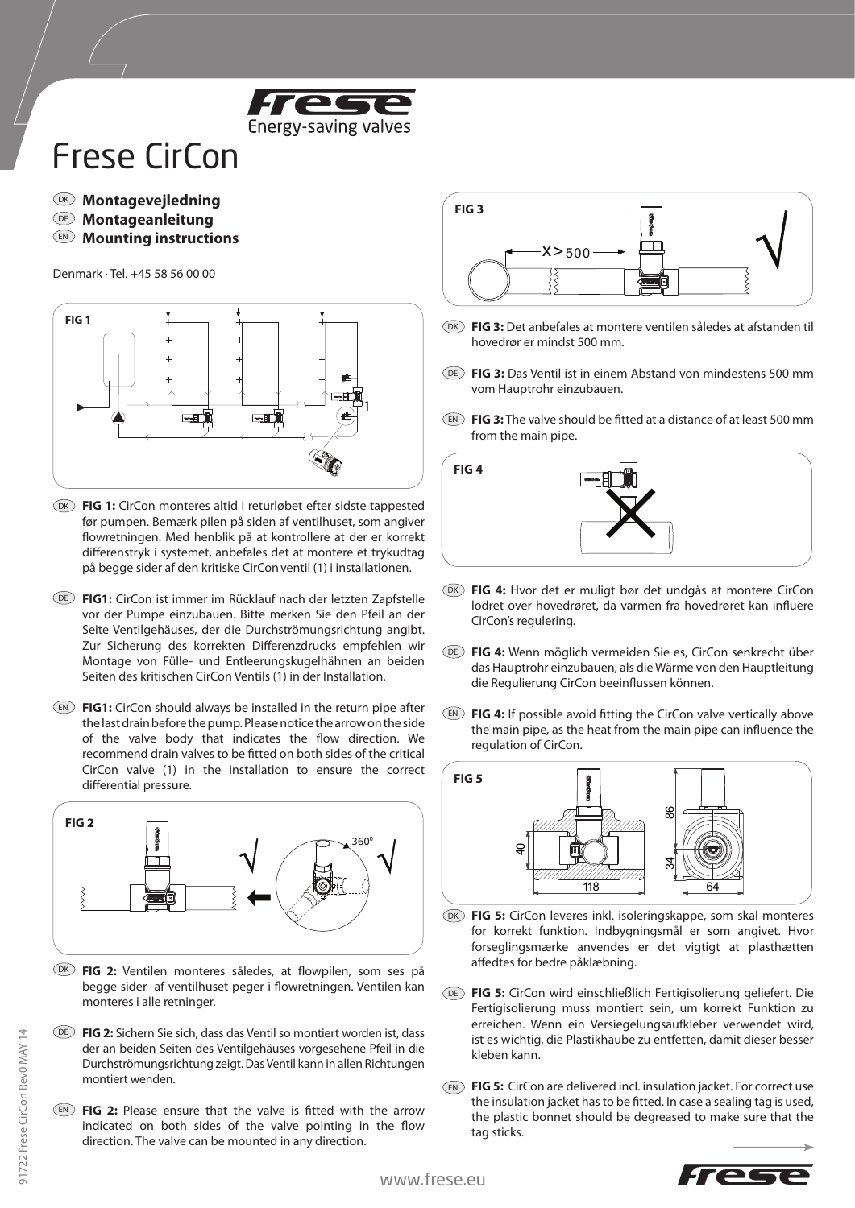Frese
Energy-saving valves

# Frese CirCon

**Montagevejledning**
**Montageanleitung**
**Mounting instructions**

Denmark · Tel. +45 58 56 00 00

FIG 1

DK **FIG 1:** CirCon monteres altid i returløbet efter sidste tappested før pumpen. Bemærk pilen på siden af ventilhuset, som angiver flowretningen. Med henblik på at kontrollere at der er korrekt differenstryk i systemet, anbefales det at montere et trykudtag på begge sider af den kritiske CirCon ventil (1) i installationen.

DE **FIG1:** CirCon ist immer im Rücklauf nach der letzten Zapfstelle vor der Pumpe einzubauen. Bitte merken Sie den Pfeil an der Seite Ventilgehäuses, der die Durchströmungsrichtung angibt. Zur Sicherung des korrekten Differenzdrucks empfehlen wir Montage von Fülle- und Entleerungskugelhähnen an beiden Seiten des kritischen CirCon Ventils (1) in der Installation.

EN **FIG1:** CirCon should always be installed in the return pipe after the last drain before the pump. Please notice the arrow on the side of the valve body that indicates the flow direction. We recommend drain valves to be fitted on both sides of the critical CirCon valve (1) in the installation to ensure the correct differential pressure.

FIG 2

DK **FIG 2:** Ventilen monteres således, at flowpilen, som ses på begge sider af ventilhuset peger i flowretningen. Ventilen kan monteres i alle retninger.

DE **FIG 2:** Sichern Sie sich, dass das Ventil so montiert worden ist, dass der an beiden Seiten des Ventilgehäuses vorgesehene Pfeil in die Durchströmungsrichtung zeigt. Das Ventil kann in allen Richtungen montiert wenden.

EN **FIG 2:** Please ensure that the valve is fitted with the arrow indicated on both sides of the valve body pointing in the flow direction. The valve can be mounted in any direction.

FIG 3

DK **FIG 3:** Det anbefales at montere ventilen således at afstanden til hovedrør er mindst 500 mm.

DE **FIG 3:** Das Ventil ist in einem Abstand von mindestens 500 mm vom Hauptrohr einzubauen.

EN **FIG 3:** The valve should be fitted at a distance of at least 500 mm from the main pipe.

FIG 4

DK **FIG 4:** Hvor det er muligt bør det undgås at montere CirCon lodret over hovedrøret, da varmen fra hovedrøret kan influere CirCon's regulering.

DE **FIG 4:** Wenn möglich vermeiden Sie es, CirCon senkrecht über das Hauptrohr einzubauen, als die Wärme von den Hauptleitung die Regulierung CirCon beeinflussen können.

EN **FIG 4:** If possible avoid fitting the CirCon valve vertically above the main pipe, as the heat from the main pipe can influence the regulation of CirCon.

FIG 5

DK **FIG 5:** CirCon leveres inkl. isoleringskappe, som skal monteres for korrekt funktion. Indbygningsmål er som angivet. Hvor forseglingsmærke anvendes er det vigtigt at plasthætten affedtes for bedre påklæbning.

DE **FIG 5:** CirCon wird einschließlich Fertigisolierung geliefert. Die Fertigisolierung muss montiert sein, um korrekt Funktion zu erreichen. Wenn ein Versiegelungsaufkleber verwendet wird, ist es wichtig, die Plastikhaube zu entfetten, damit dieser besser kleben kann.

EN **FIG 5:** CirCon are delivered incl. insulation jacket. For correct use the insulation jacket has to be fitted. In case a sealing tag is used, the plastic bonnet should be degreased to make sure that the tag sticks.

91722 Frese CirCon Rev0 MAY 14

www.frese.eu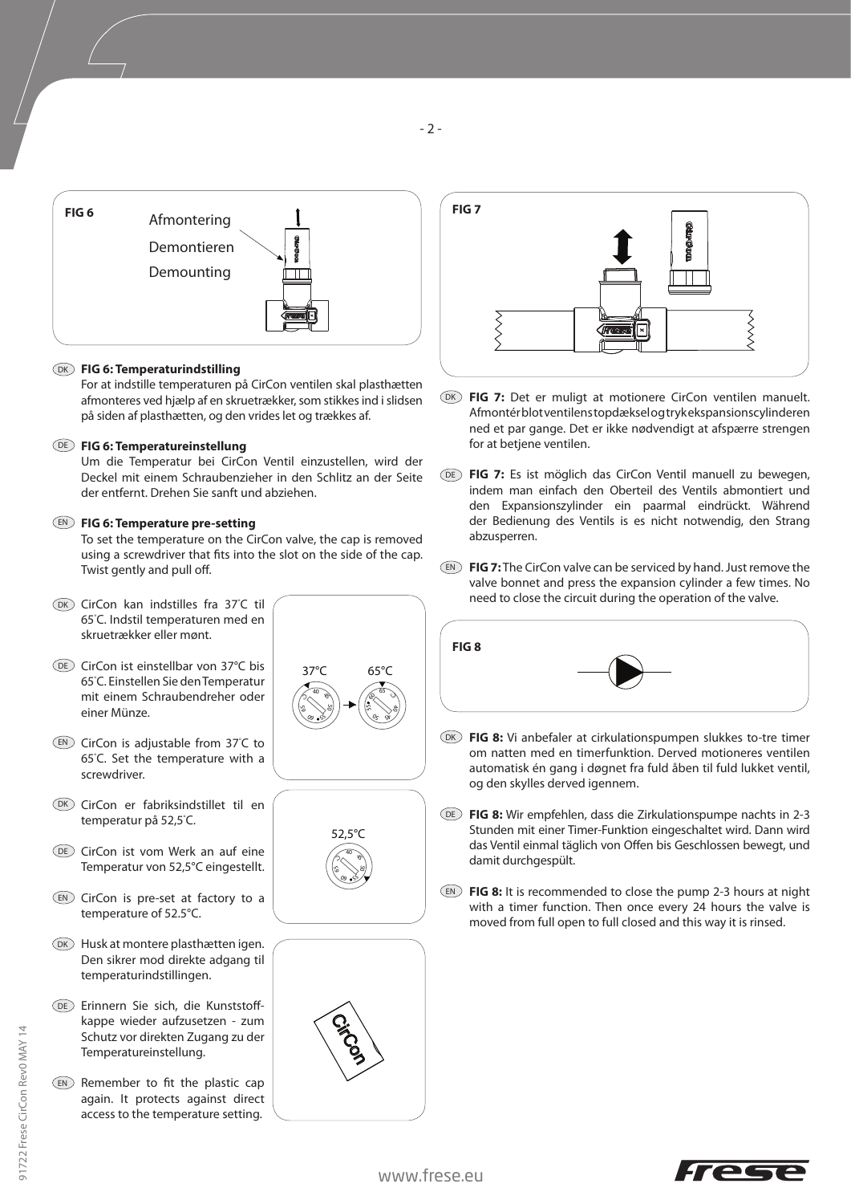**FIG 6**

Afmontering

Demontieren

Demounting

(DK) **FIG 6: Temperaturindstilling**

For at indstille temperaturen på CirCon ventilen skal plasthætten afmonteres ved hjælp af en skruetrækker, som stikkes ind i slidsen på siden af plasthætten, og den vrides let og trækkes af.

(DE) **FIG 6: Temperatureinstellung**

Um die Temperatur bei CirCon Ventil einzustellen, wird der Deckel mit einem Schraubenzieher in den Schlitz an der Seite der entfernt. Drehen Sie sanft und abziehen.

(EN) **FIG 6: Temperature pre-setting**

To set the temperature on the CirCon valve, the cap is removed using a screwdriver that fits into the slot on the side of the cap. Twist gently and pull off.

(DK) CirCon kan indstilles fra 37°C til 65°C. Indstil temperaturen med en skruetrækker eller mønt.

(DE) CirCon ist einstellbar von 37°C bis 65°C. Einstellen Sie den Temperatur mit einem Schraubendreher oder einer Münze.

(EN) CirCon is adjustable from 37°C to 65°C. Set the temperature with a screwdriver.

37°C 65°C

(DK) CirCon er fabriksindstillet til en temperatur på 52,5°C.

(DE) CirCon ist vom Werk an auf eine Temperatur von 52,5°C eingestellt.

(EN) CirCon is pre-set at factory to a temperature of 52.5°C.

52,5°C

(DK) Husk at montere plasthætten igen. Den sikrer mod direkte adgang til temperaturindstillingen.

(DE) Erinnern Sie sich, die Kunststoff-kappe wieder aufzusetzen - zum Schutz vor direkten Zugang zu der Temperatureinstellung.

(EN) Remember to fit the plastic cap again. It protects against direct access to the temperature setting.

**FIG 7**

(DK) **FIG 7:** Det er muligt at motionere CirCon ventilen manuelt. Afmontér blot ventilens topdæksel og tryk ekspansionscylinderen ned et par gange. Det er ikke nødvendigt at afspærre strengen for at betjene ventilen.

(DE) **FIG 7:** Es ist möglich das CirCon Ventil manuell zu bewegen, indem man einfach den Oberteil des Ventils abmontiert und den Expansionszylinder ein paarmal eindrückt. Während der Bedienung des Ventils is es nicht notwendig, den Strang abzusperren.

(EN) **FIG 7:** The CirCon valve can be serviced by hand. Just remove the valve bonnet and press the expansion cylinder a few times. No need to close the circuit during the operation of the valve.

**FIG 8**

(DK) **FIG 8:** Vi anbefaler at cirkulationspumpen slukkes to-tre timer om natten med en timerfunktion. Derved motioneres ventilen automatisk én gang i døgnet fra fuld åben til fuld lukket ventil, og den skylles derved igennem.

(DE) **FIG 8:** Wir empfehlen, dass die Zirkulationspumpe nachts in 2-3 Stunden mit einer Timer-Funktion eingeschaltet wird. Dann wird das Ventil einmal täglich von Offen bis Geschlossen bewegt, und damit durchgespült.

(EN) **FIG 8:** It is recommended to close the pump 2-3 hours at night with a timer function. Then once every 24 hours the valve is moved from full open to full closed and this way it is rinsed.

91722 Frese CirCon Rev0 MAY 14

www.frese.eu